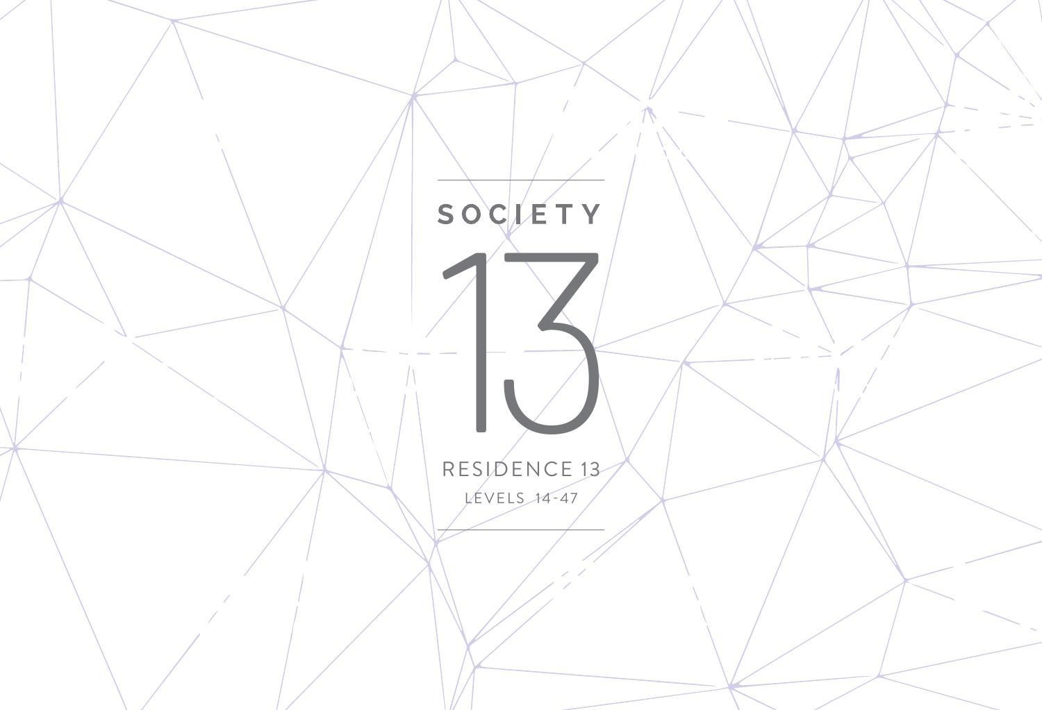# SOCIETY 13

## RESIDENCE 13

LEVELS 14-47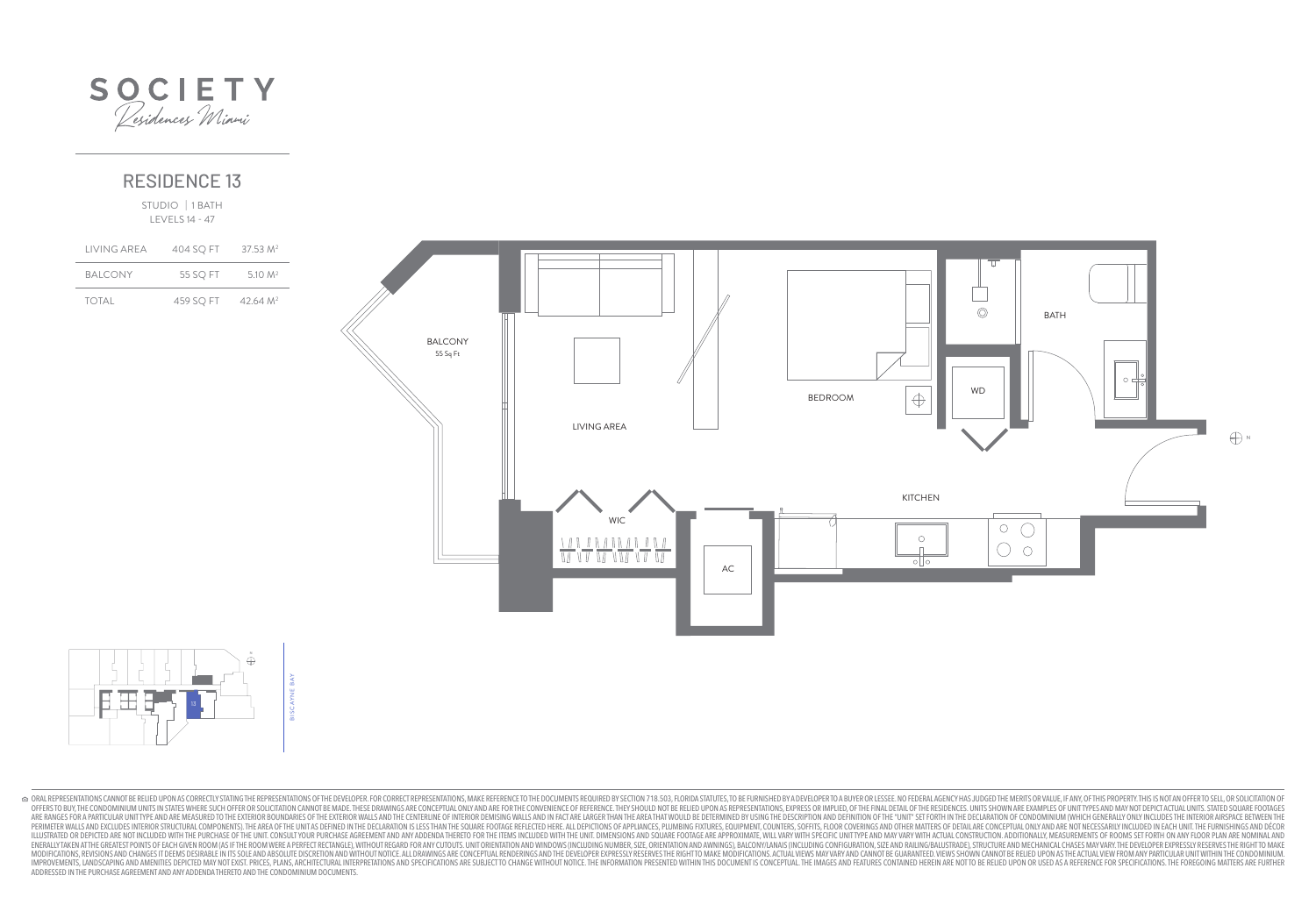# SOCIETY

*Residences Miami*

## RESIDENCE 13

STUDIO | 1 BATH
LEVELS 14 - 47

| | | |
|---|---|---|
| LIVING AREA | 404 SQ FT | 37.53 M² |
| BALCONY | 55 SQ FT | 5.10 M² |
| TOTAL | 459 SQ FT | 42.64 M² |

BALCONY
55 Sq Ft

LIVING AREA

BEDROOM

WD

BATH

KITCHEN

WIC

AC

N

BISCAYNE BAY

13

ORAL REPRESENTATIONS CANNOT BE RELIED UPON AS CORRECTLY STATING THE REPRESENTATIONS OF THE DEVELOPER. FOR CORRECT REPRESENTATIONS, MAKE REFERENCE TO THE DOCUMENTS REQUIRED BY SECTION 718.503, FLORIDA STATUTES, TO BE FURNISHED BY A DEVELOPER TO A BUYER OR LESSEE. NO FEDERAL AGENCY HAS JUDGED THE MERITS OR VALUE, IF ANY, OF THIS PROPERTY. THIS IS NOT AN OFFER TO SELL, OR SOLICITATION OF OFFERS TO BUY, THE CONDOMINIUM UNITS IN STATES WHERE SUCH OFFER OR SOLICITATION CANNOT BE MADE. THESE DRAWINGS ARE CONCEPTUAL ONLY AND ARE FOR THE CONVENIENCE OF REFERENCE. THEY SHOULD NOT BE RELIED UPON AS REPRESENTATIONS, EXPRESS OR IMPLIED, OF THE FINAL DETAIL OF THE RESIDENCES. UNITS SHOWN ARE EXAMPLES OF UNIT TYPES AND MAY NOT DEPICT ACTUAL UNITS. STATED SQUARE FOOTAGES ARE RANGES FOR A PARTICULAR UNIT TYPE AND ARE MEASURED TO THE EXTERIOR BOUNDARIES OF THE EXTERIOR WALLS AND THE CENTERLINE OF INTERIOR DEMISING WALLS AND IN FACT ARE LARGER THAN THE AREA THAT WOULD BE DETERMINED BY USING THE DESCRIPTION AND DEFINITION OF THE "UNIT" SET FORTH IN THE DECLARATION OF CONDOMINIUM (WHICH GENERALLY ONLY INCLUDES THE INTERIOR AIRSPACE BETWEEN THE PERIMETER WALLS AND EXCLUDES INTERIOR STRUCTURAL COMPONENTS). THE AREA OF THE UNIT AS DEFINED IN THE DECLARATION IS LESS THAN THE SQUARE FOOTAGE REFLECTED HERE. ALL DEPICTIONS OF APPLIANCES, PLUMBING FIXTURES, EQUIPMENT, COUNTERS, SOFFITS, FLOOR COVERINGS AND OTHER MATTERS OF DETAIL ARE CONCEPTUAL ONLY AND ARE NOT NECESSARILY INCLUDED IN EACH UNIT. THE FURNISHINGS AND DÉCOR ILLUSTRATED OR DEPICTED ARE NOT INCLUDED WITH THE PURCHASE OF THE UNIT. CONSULT YOUR PURCHASE AGREEMENT AND ANY ADDENDA THERETO FOR THE ITEMS INCLUDED WITH THE UNIT. DIMENSIONS AND SQUARE FOOTAGE ARE APPROXIMATE, WILL VARY WITH SPECIFIC UNIT TYPE AND MAY VARY WITH ACTUAL CONSTRUCTION. ADDITIONALLY, MEASUREMENTS OF ROOMS SET FORTH ON ANY FLOOR PLAN ARE NOMINAL AND GENERALLY TAKEN AT THE GREATEST POINTS OF EACH GIVEN ROOM (AS IF THE ROOM WERE A PERFECT RECTANGLE), WITHOUT REGARD FOR ANY CUTOUTS. UNIT ORIENTATION AND WINDOWS (INCLUDING NUMBER, SIZE, ORIENTATION AND AWNINGS), BALCONY/LANAIS (INCLUDING CONFIGURATION, SIZE AND RAILING/BALUSTRADE), STRUCTURE AND MECHANICAL CHASES MAY VARY. THE DEVELOPER EXPRESSLY RESERVES THE RIGHT TO MAKE MODIFICATIONS, REVISIONS AND CHANGES IT DEEMS DESIRABLE IN ITS SOLE AND ABSOLUTE DISCRETION AND WITHOUT NOTICE. ALL DRAWINGS ARE CONCEPTUAL RENDERINGS AND THE DEVELOPER EXPRESSLY RESERVES THE RIGHT TO MAKE MODIFICATIONS. ACTUAL VIEWS MAY VARY AND CANNOT BE GUARANTEED. VIEWS SHOWN CANNOT BE RELIED UPON AS THE ACTUAL VIEW FROM ANY PARTICULAR UNIT WITHIN THE CONDOMINIUM. IMPROVEMENTS, LANDSCAPING AND AMENITIES DEPICTED MAY NOT EXIST. PRICES, PLANS, ARCHITECTURAL INTERPRETATIONS AND SPECIFICATIONS ARE SUBJECT TO CHANGE WITHOUT NOTICE. THE INFORMATION PRESENTED WITHIN THIS DOCUMENT IS CONCEPTUAL. THE IMAGES AND FEATURES CONTAINED HEREIN ARE NOT TO BE RELIED UPON OR USED AS A REFERENCE FOR SPECIFICATIONS. THE FOREGOING MATTERS ARE FURTHER ADDRESSED IN THE PURCHASE AGREEMENT AND ANY ADDENDA THERETO AND THE CONDOMINIUM DOCUMENTS.